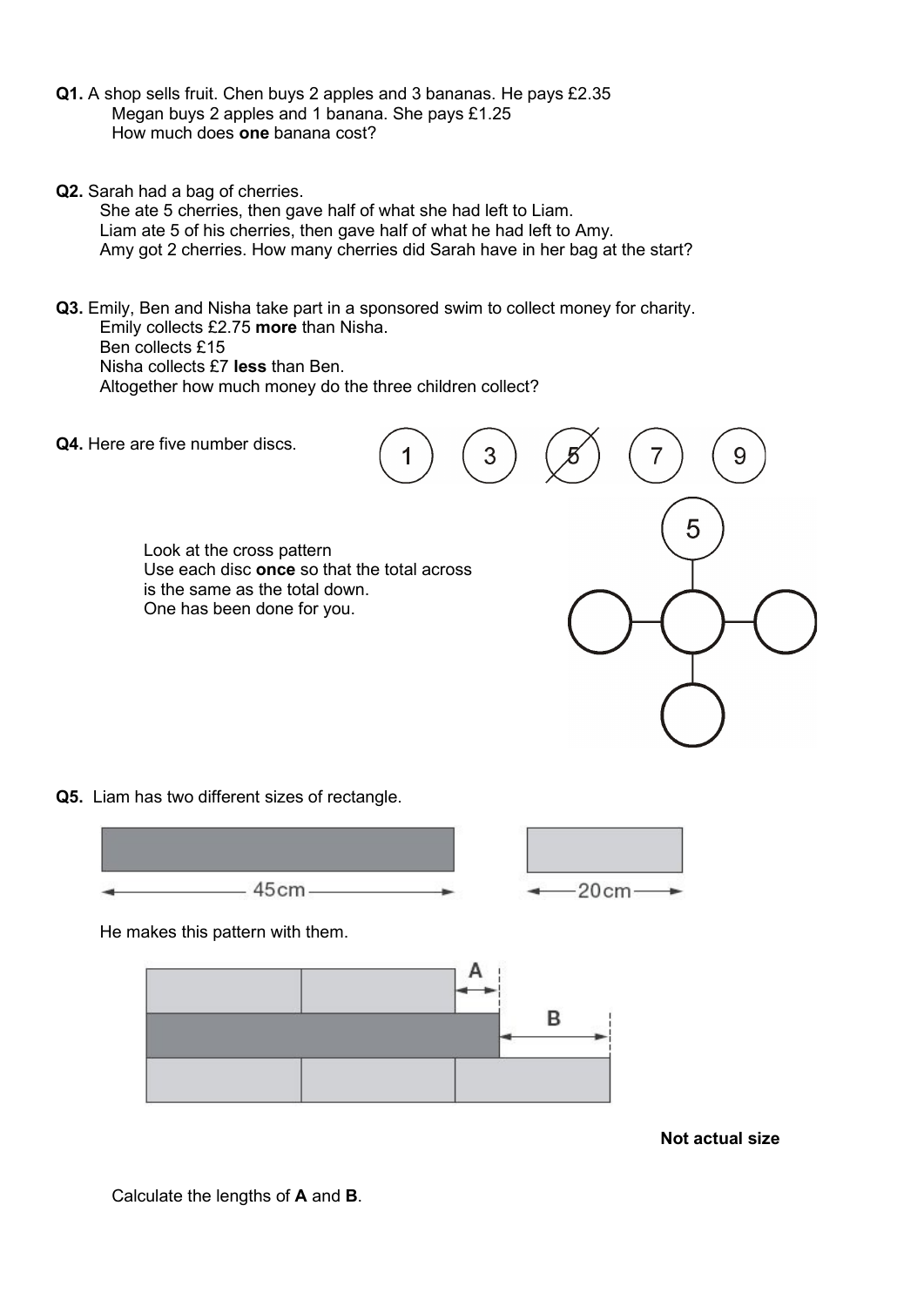**Q1.** A shop sells fruit. Chen buys 2 apples and 3 bananas. He pays £2.35
Megan buys 2 apples and 1 banana. She pays £1.25
How much does **one** banana cost?

**Q2.** Sarah had a bag of cherries.
She ate 5 cherries, then gave half of what she had left to Liam.
Liam ate 5 of his cherries, then gave half of what he had left to Amy.
Amy got 2 cherries. How many cherries did Sarah have in her bag at the start?

**Q3.** Emily, Ben and Nisha take part in a sponsored swim to collect money for charity.
Emily collects £2.75 **more** than Nisha.
Ben collects £15
Nisha collects £7 **less** than Ben.
Altogether how much money do the three children collect?

**Q4.** Here are five number discs.

1 3 ~~5~~ 7 9

Look at the cross pattern
Use each disc **once** so that the total across is the same as the total down.
One has been done for you.

5

**Q5.** Liam has two different sizes of rectangle.

45cm

20cm

He makes this pattern with them.

A

B

**Not actual size**

Calculate the lengths of **A** and **B**.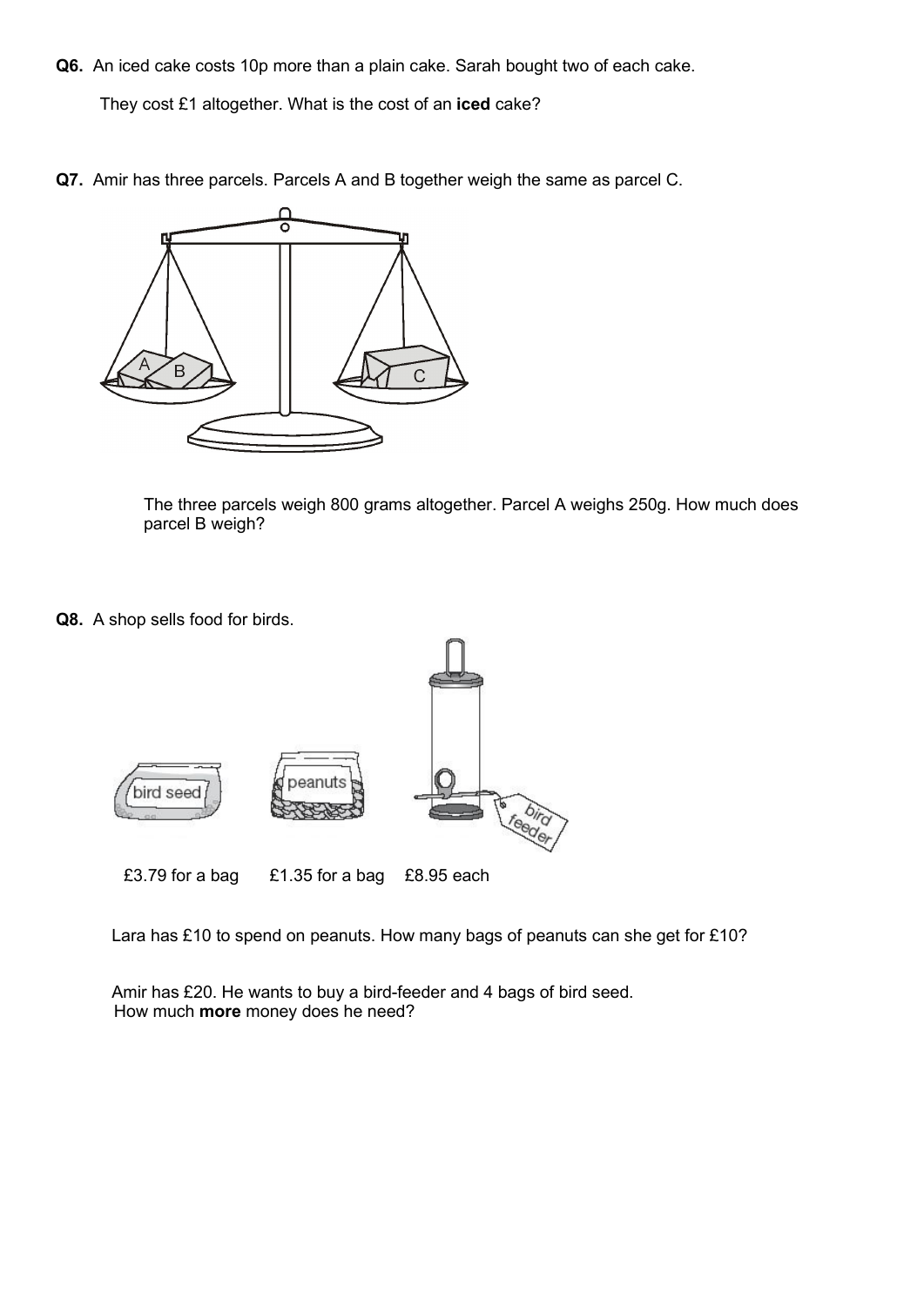**Q6.** An iced cake costs 10p more than a plain cake. Sarah bought two of each cake.

They cost £1 altogether. What is the cost of an **iced** cake?

**Q7.** Amir has three parcels. Parcels A and B together weigh the same as parcel C.

The three parcels weigh 800 grams altogether. Parcel A weighs 250g. How much does parcel B weigh?

**Q8.** A shop sells food for birds.

bird seed £3.79 for a bag

peanuts £1.35 for a bag

bird feeder £8.95 each

Lara has £10 to spend on peanuts. How many bags of peanuts can she get for £10?

Amir has £20. He wants to buy a bird-feeder and 4 bags of bird seed.
How much **more** money does he need?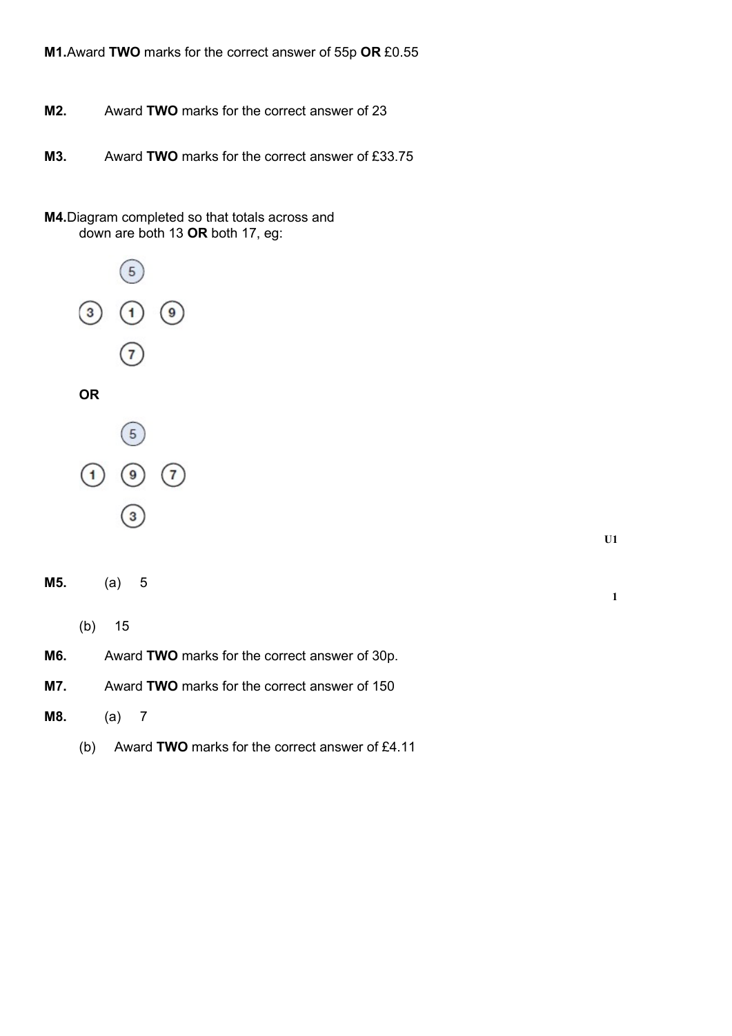**M1.** Award **TWO** marks for the correct answer of 55p **OR** £0.55

**M2.** Award **TWO** marks for the correct answer of 23

**M3.** Award **TWO** marks for the correct answer of £33.75

**M4.** Diagram completed so that totals across and down are both 13 **OR** both 17, eg:

```
    5
3   1   9
    7
```

**OR**

```
    5
1   9   7
    3
```

U1

**M5.** (a) 5

1

(b) 15

**M6.** Award **TWO** marks for the correct answer of 30p.

**M7.** Award **TWO** marks for the correct answer of 150

**M8.** (a) 7

(b) Award **TWO** marks for the correct answer of £4.11